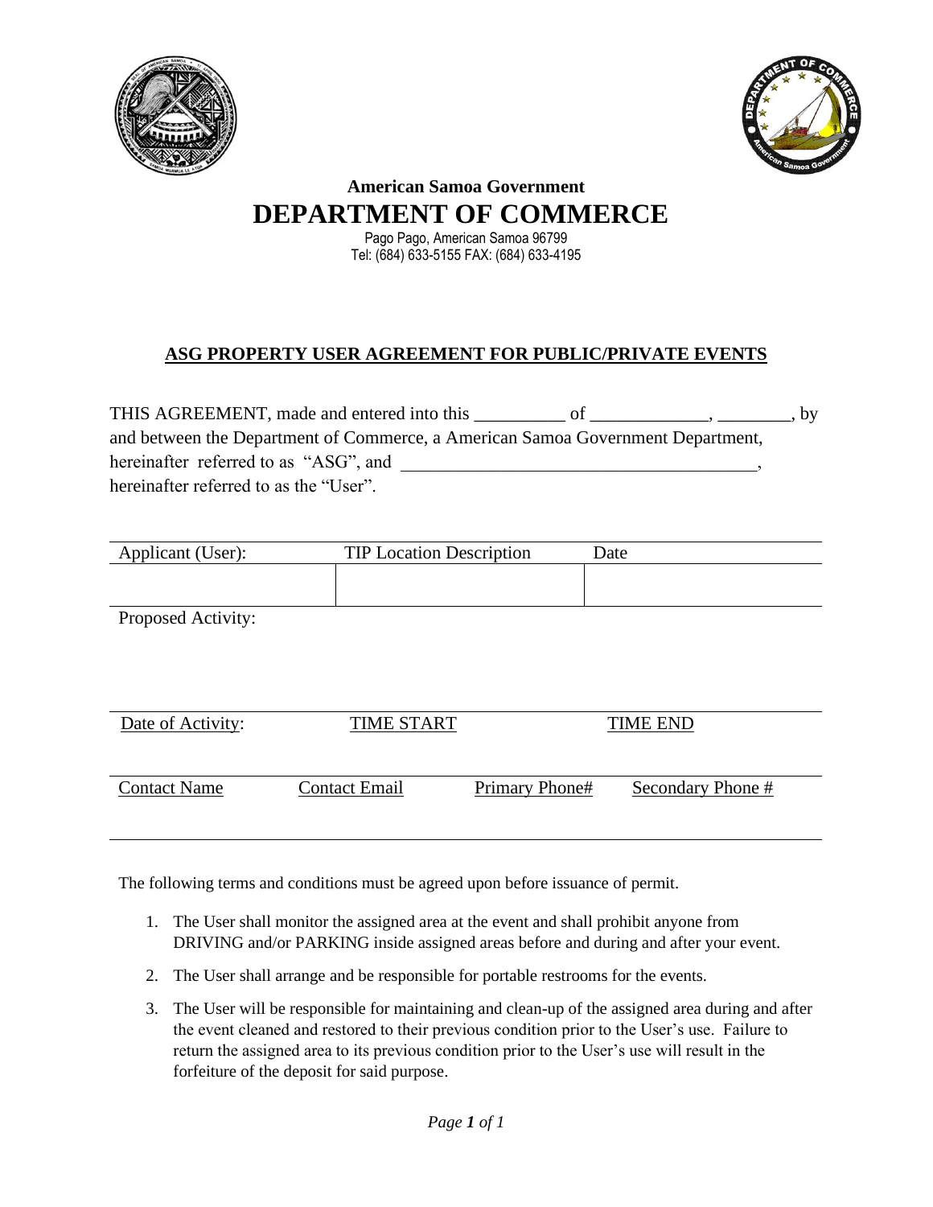**American Samoa Government**

# DEPARTMENT OF COMMERCE

Pago Pago, American Samoa 96799
Tel: (684) 633-5155 FAX: (684) 633-4195

## ASG PROPERTY USER AGREEMENT FOR PUBLIC/PRIVATE EVENTS

THIS AGREEMENT, made and entered into this __________ of _____________, ________, by and between the Department of Commerce, a American Samoa Government Department, hereinafter referred to as "ASG", and _______________________________________, hereinafter referred to as the "User".

| Applicant (User): | TIP Location Description | Date |
|---|---|---|
| | | |

Proposed Activity:

| Date of Activity: | TIME START | TIME END |
|---|---|---|
| | | |

| Contact Name | Contact Email | Primary Phone# | Secondary Phone # |
|---|---|---|---|
| | | | |

The following terms and conditions must be agreed upon before issuance of permit.

1. The User shall monitor the assigned area at the event and shall prohibit anyone from DRIVING and/or PARKING inside assigned areas before and during and after your event.
2. The User shall arrange and be responsible for portable restrooms for the events.
3. The User will be responsible for maintaining and clean-up of the assigned area during and after the event cleaned and restored to their previous condition prior to the User's use. Failure to return the assigned area to its previous condition prior to the User's use will result in the forfeiture of the deposit for said purpose.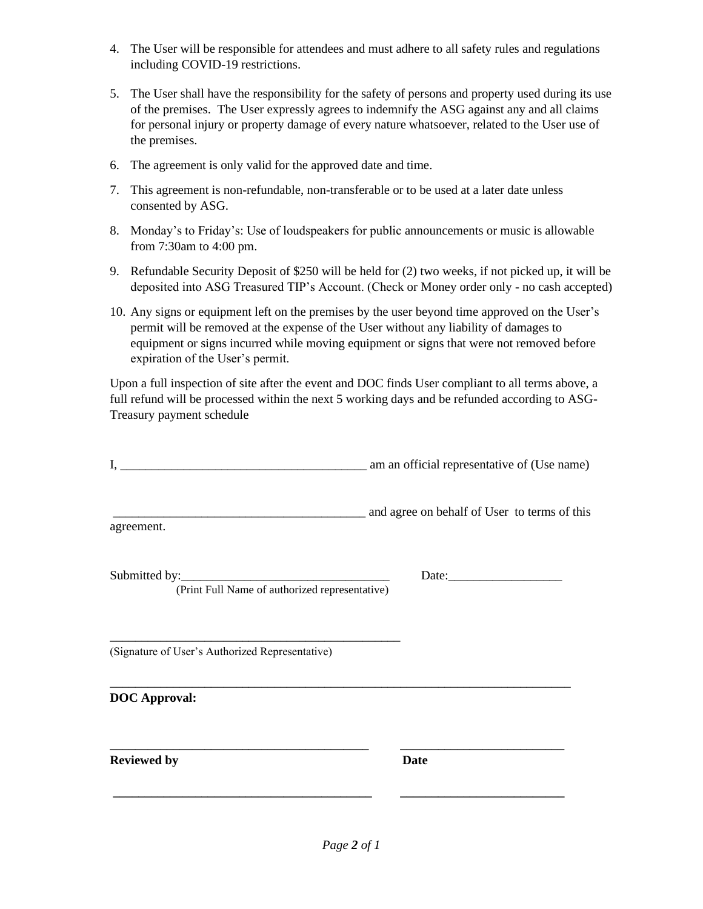4. The User will be responsible for attendees and must adhere to all safety rules and regulations including COVID-19 restrictions.

5. The User shall have the responsibility for the safety of persons and property used during its use of the premises. The User expressly agrees to indemnify the ASG against any and all claims for personal injury or property damage of every nature whatsoever, related to the User use of the premises.

6. The agreement is only valid for the approved date and time.

7. This agreement is non-refundable, non-transferable or to be used at a later date unless consented by ASG.

8. Monday's to Friday's: Use of loudspeakers for public announcements or music is allowable from 7:30am to 4:00 pm.

9. Refundable Security Deposit of $250 will be held for (2) two weeks, if not picked up, it will be deposited into ASG Treasured TIP's Account. (Check or Money order only - no cash accepted)

10. Any signs or equipment left on the premises by the user beyond time approved on the User's permit will be removed at the expense of the User without any liability of damages to equipment or signs incurred while moving equipment or signs that were not removed before expiration of the User's permit.

Upon a full inspection of site after the event and DOC finds User compliant to all terms above, a full refund will be processed within the next 5 working days and be refunded according to ASG-Treasury payment schedule

I, _______________________________________ am an official representative of (Use name)

________________________________________ and agree on behalf of User to terms of this agreement.

Submitted by:_________________________________ Date:_________________
(Print Full Name of authorized representative)

_______________________________________________
(Signature of User's Authorized Representative)

**DOC Approval:**

_________________________________________ __________________________
**Reviewed by** **Date**

_________________________________________ __________________________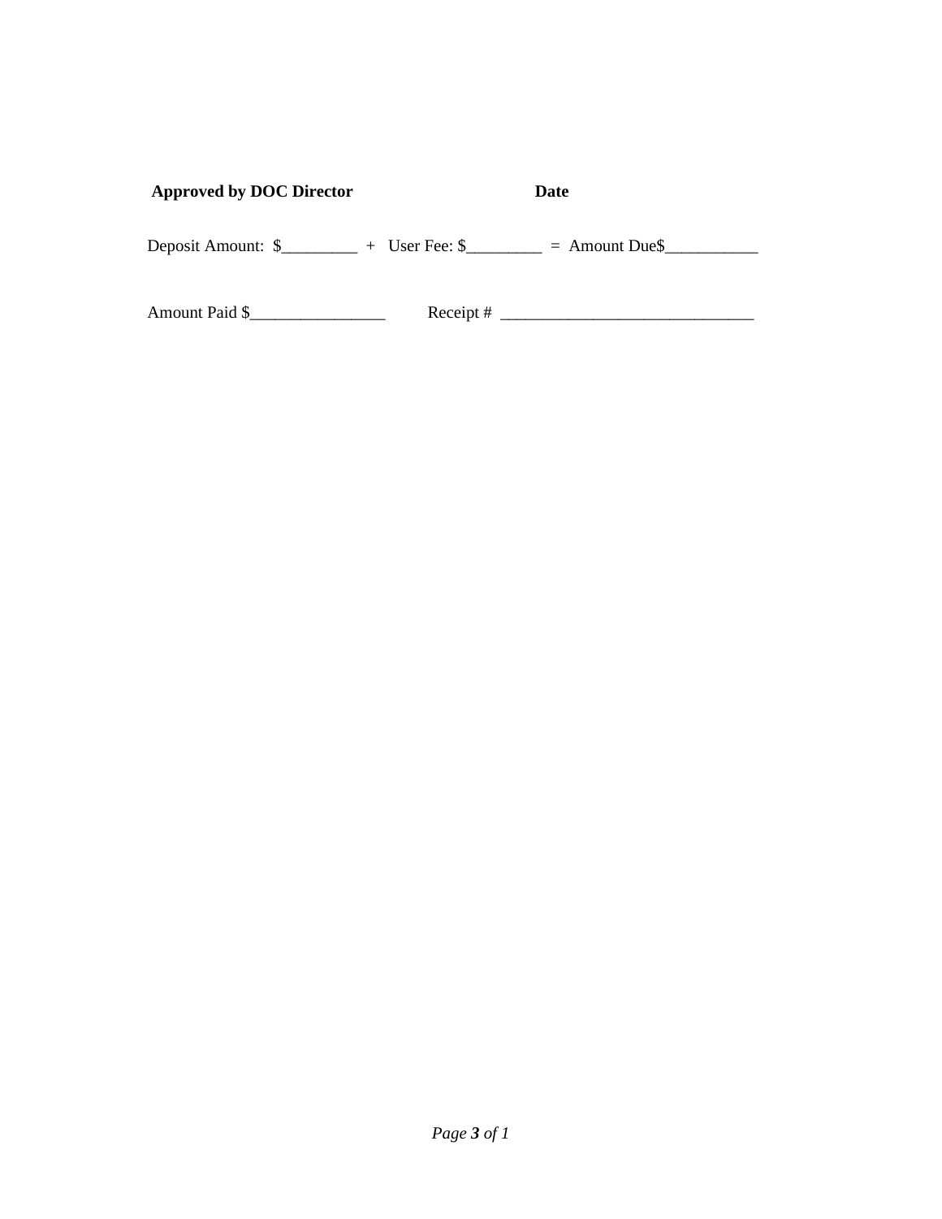**Approved by DOC Director** **Date**

Deposit Amount: $_________ + User Fee: $_________ = Amount Due$___________

Amount Paid $________________ Receipt # ______________________________